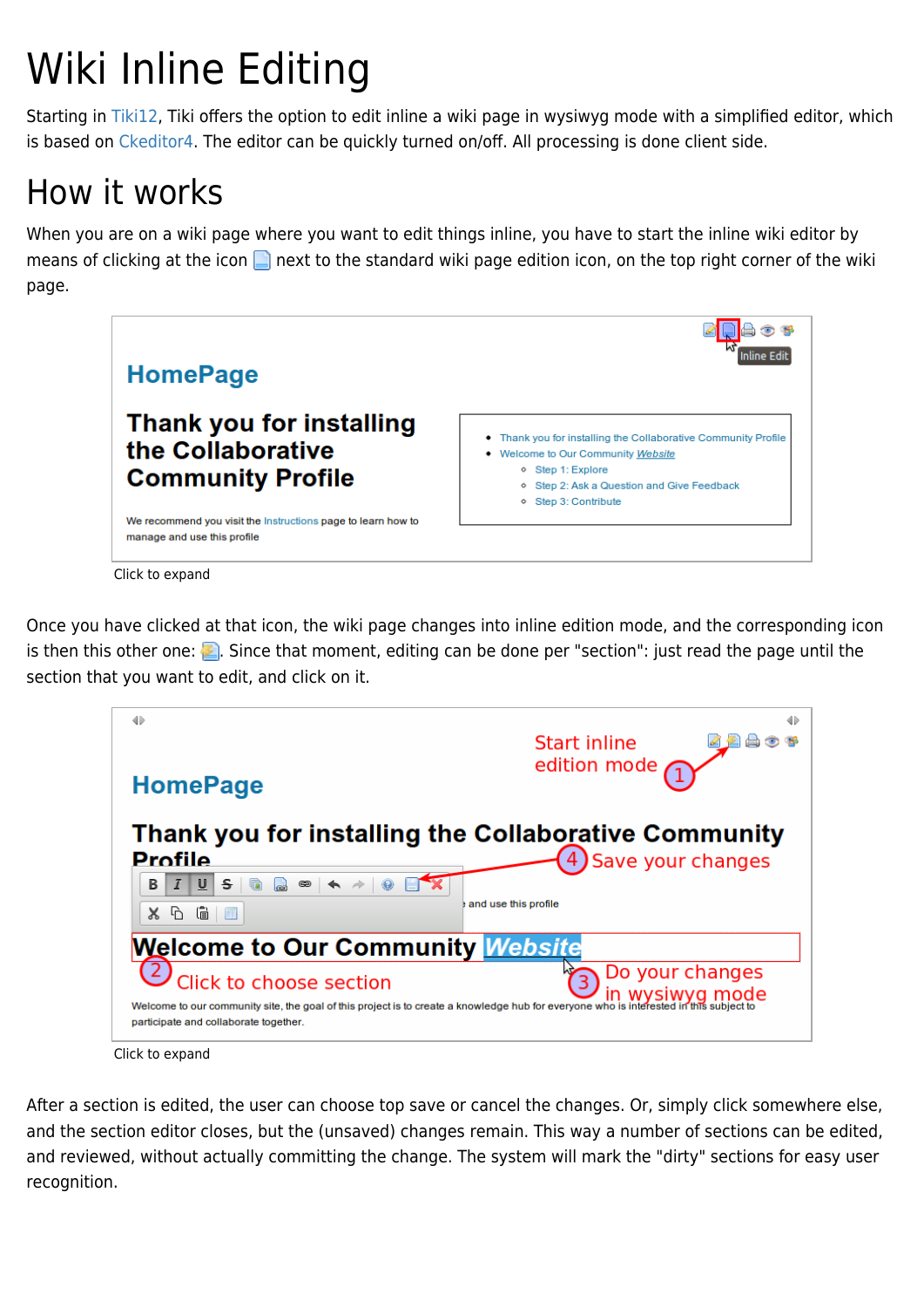# Wiki Inline Editing

Starting in Tiki12, Tiki offers the option to edit inline a wiki page in wysiwyg mode with a simplified editor, which is based on Ckeditor4. The editor can be quickly turned on/off. All processing is done client side.

## How it works

When you are on a wiki page where you want to edit things inline, you have to start the inline wiki editor by means of clicking at the icon next to the standard wiki page edition icon, on the top right corner of the wiki page.

Click to expand

Once you have clicked at that icon, the wiki page changes into inline edition mode, and the corresponding icon is then this other one: . Since that moment, editing can be done per "section": just read the page until the section that you want to edit, and click on it.

Click to expand

After a section is edited, the user can choose top save or cancel the changes. Or, simply click somewhere else, and the section editor closes, but the (unsaved) changes remain. This way a number of sections can be edited, and reviewed, without actually committing the change. The system will mark the "dirty" sections for easy user recognition.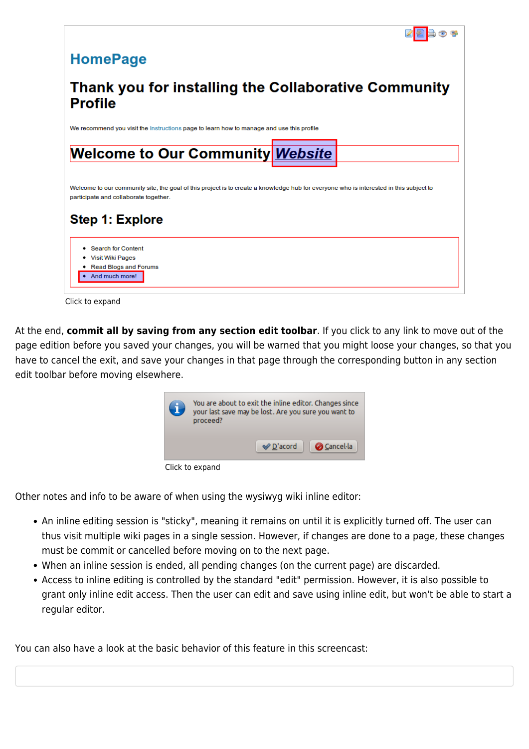Click to expand

At the end, **commit all by saving from any section edit toolbar**. If you click to any link to move out of the page edition before you saved your changes, you will be warned that you might loose your changes, so that you have to cancel the exit, and save your changes in that page through the corresponding button in any section edit toolbar before moving elsewhere.

Click to expand

Other notes and info to be aware of when using the wysiwyg wiki inline editor:

- An inline editing session is "sticky", meaning it remains on until it is explicitly turned off. The user can thus visit multiple wiki pages in a single session. However, if changes are done to a page, these changes must be commit or cancelled before moving on to the next page.
- When an inline session is ended, all pending changes (on the current page) are discarded.
- Access to inline editing is controlled by the standard "edit" permission. However, it is also possible to grant only inline edit access. Then the user can edit and save using inline edit, but won't be able to start a regular editor.

You can also have a look at the basic behavior of this feature in this screencast: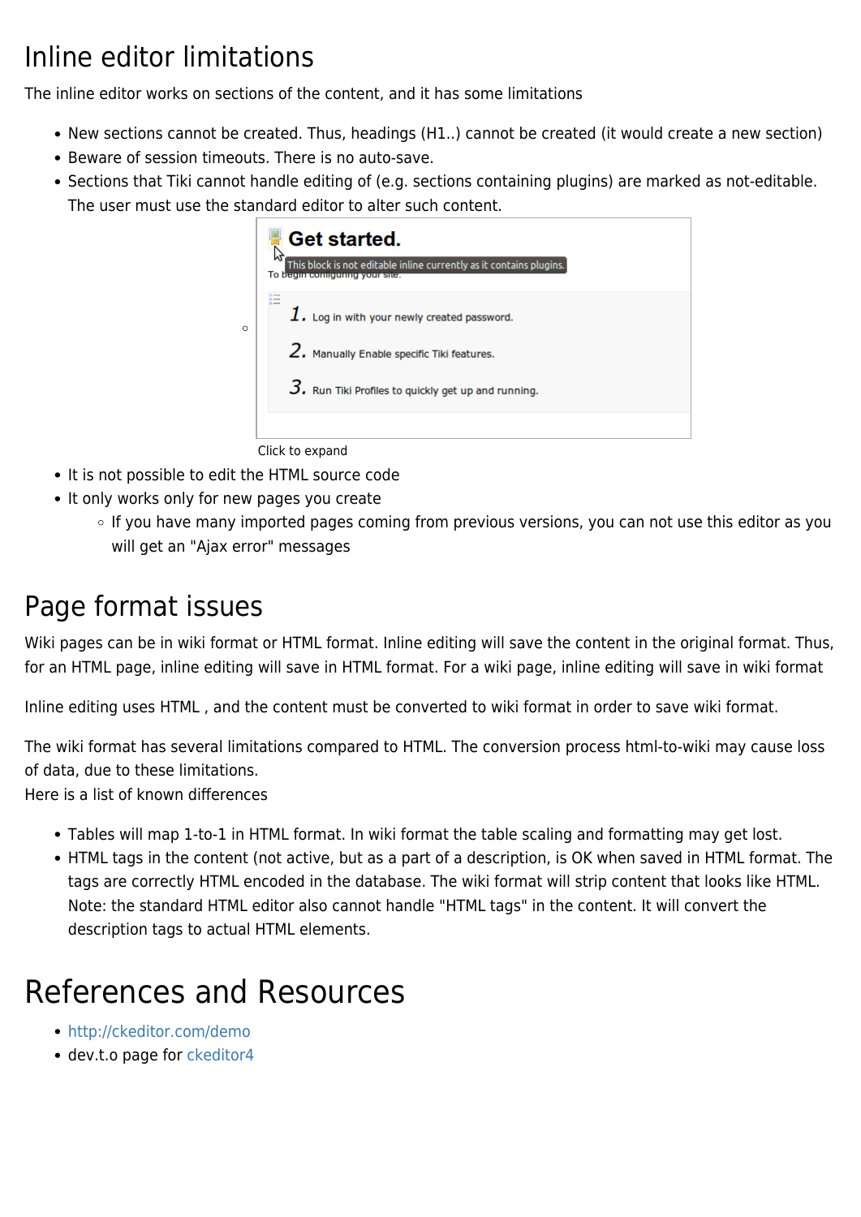## Inline editor limitations

The inline editor works on sections of the content, and it has some limitations

- New sections cannot be created. Thus, headings (H1..) cannot be created (it would create a new section)
- Beware of session timeouts. There is no auto-save.
- Sections that Tiki cannot handle editing of (e.g. sections containing plugins) are marked as not-editable. The user must use the standard editor to alter such content.
    - Click to expand
- It is not possible to edit the HTML source code
- It only works only for new pages you create
    - If you have many imported pages coming from previous versions, you can not use this editor as you will get an "Ajax error" messages

## Page format issues

Wiki pages can be in wiki format or HTML format. Inline editing will save the content in the original format. Thus, for an HTML page, inline editing will save in HTML format. For a wiki page, inline editing will save in wiki format

Inline editing uses HTML , and the content must be converted to wiki format in order to save wiki format.

The wiki format has several limitations compared to HTML. The conversion process html-to-wiki may cause loss of data, due to these limitations.
Here is a list of known differences

- Tables will map 1-to-1 in HTML format. In wiki format the table scaling and formatting may get lost.
- HTML tags in the content (not active, but as a part of a description, is OK when saved in HTML format. The tags are correctly HTML encoded in the database. The wiki format will strip content that looks like HTML. Note: the standard HTML editor also cannot handle "HTML tags" in the content. It will convert the description tags to actual HTML elements.

## References and Resources

- http://ckeditor.com/demo
- dev.t.o page for ckeditor4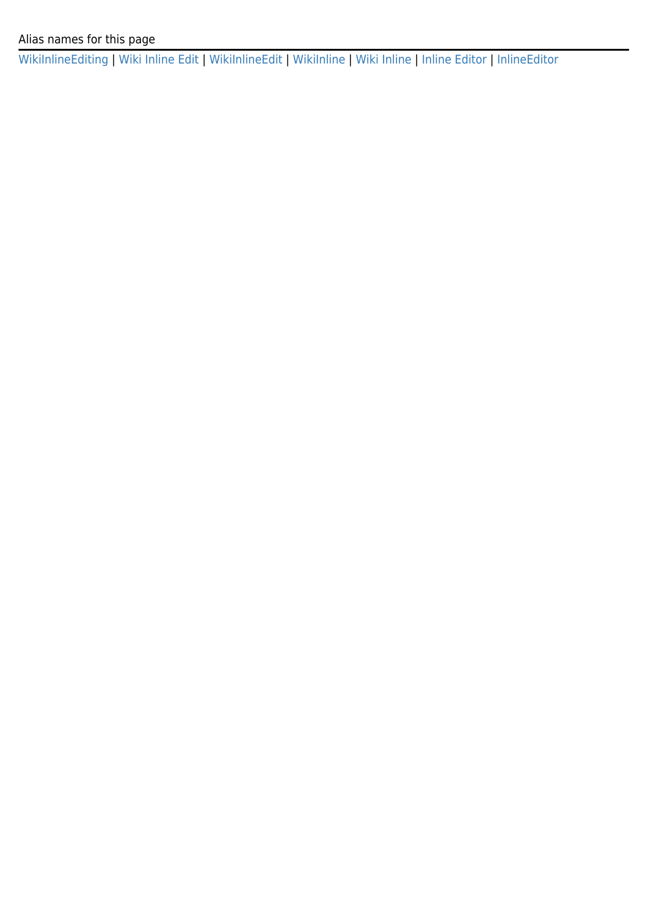Alias names for this page

WikiInlineEditing | Wiki Inline Edit | WikiInlineEdit | WikiInline | Wiki Inline | Inline Editor | InlineEditor